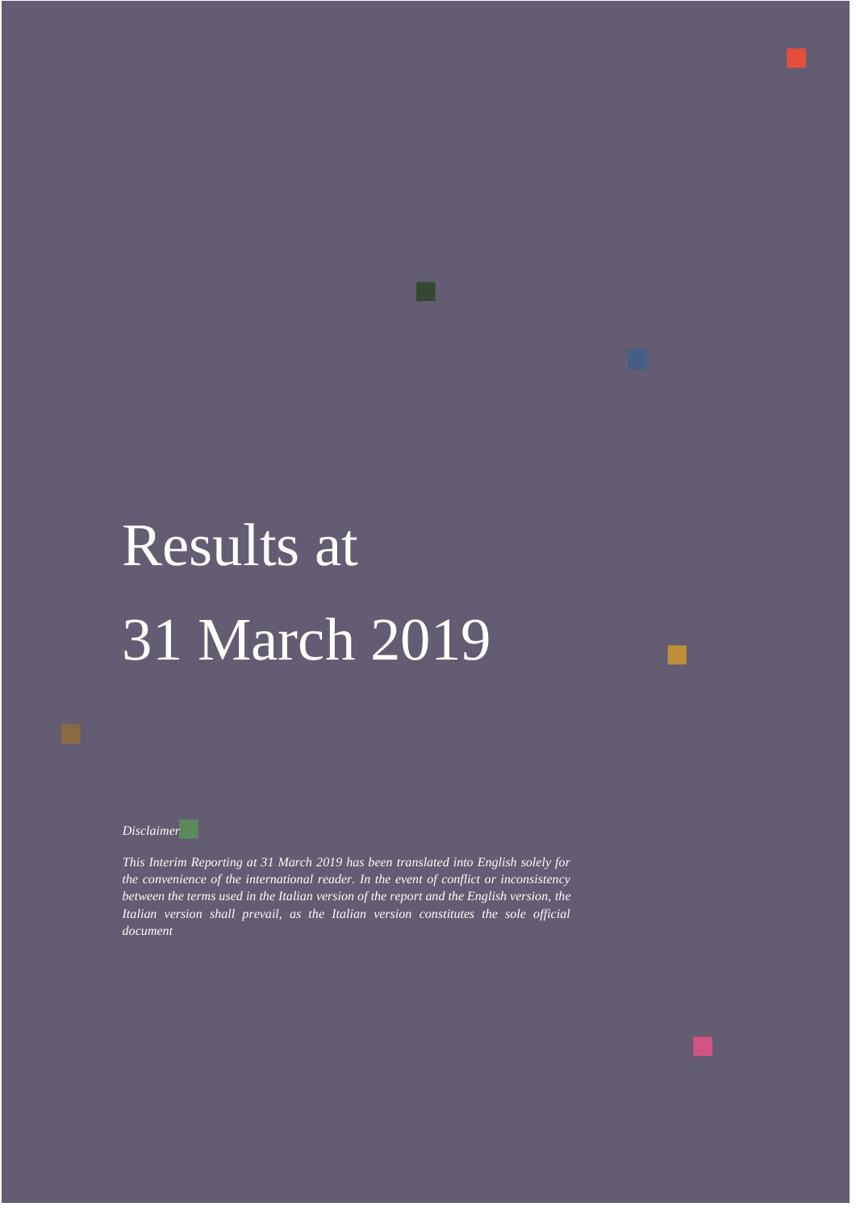# Results at 31 March 2019

*Disclaimer*

*This Interim Reporting at 31 March 2019 has been translated into English solely for the convenience of the international reader. In the event of conflict or inconsistency between the terms used in the Italian version of the report and the English version, the Italian version shall prevail, as the Italian version constitutes the sole official document*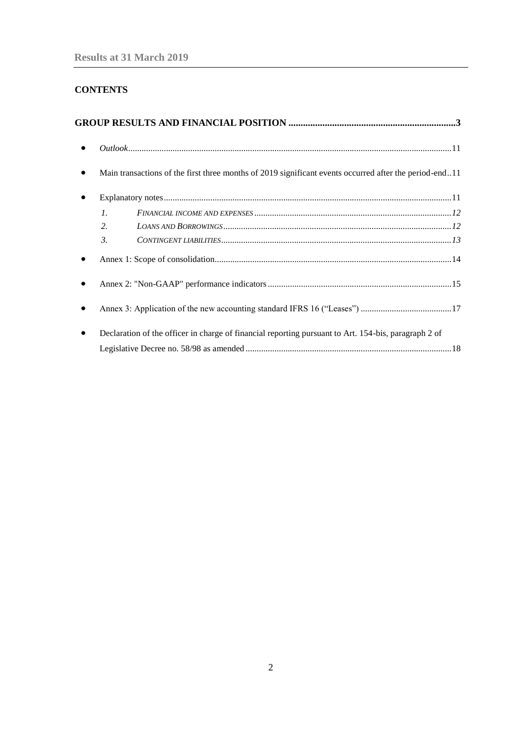**CONTENTS**

**GROUP RESULTS AND FINANCIAL POSITION .................................................................... 3**

- *Outlook* ............................................................................................................................................... 11
- Main transactions of the first three months of 2019 significant events occurred after the period-end .. 11
- Explanatory notes ................................................................................................................................ 11
  1. *FINANCIAL INCOME AND EXPENSES* ....................................................................................... *12*
  2. *LOANS AND BORROWINGS* .......................................................................................................... *12*
  3. *CONTINGENT LIABILITIES* ........................................................................................................ *13*
- Annex 1: Scope of consolidation .......................................................................................................... 14
- Annex 2: "Non-GAAP" performance indicators .................................................................................. 15
- Annex 3: Application of the new accounting standard IFRS 16 ("Leases") ........................................ 17
- Declaration of the officer in charge of financial reporting pursuant to Art. 154-bis, paragraph 2 of Legislative Decree no. 58/98 as amended ........................................................................................... 18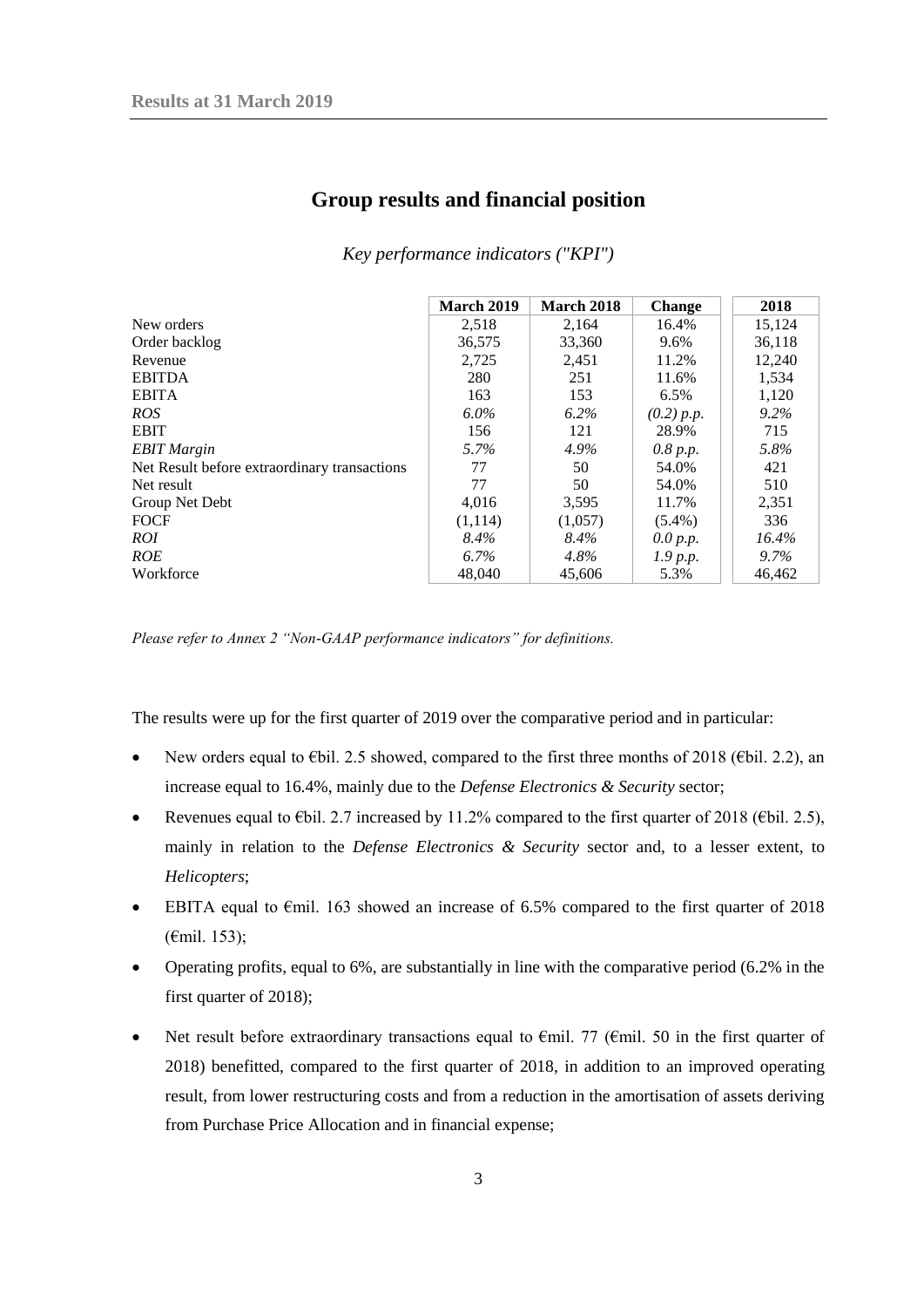## Group results and financial position

*Key performance indicators ("KPI")*

| | March 2019 | March 2018 | Change | 2018 |
|---|---|---|---|---|
| New orders | 2,518 | 2,164 | 16.4% | 15,124 |
| Order backlog | 36,575 | 33,360 | 9.6% | 36,118 |
| Revenue | 2,725 | 2,451 | 11.2% | 12,240 |
| EBITDA | 280 | 251 | 11.6% | 1,534 |
| EBITA | 163 | 153 | 6.5% | 1,120 |
| *ROS* | *6.0%* | *6.2%* | *(0.2) p.p.* | *9.2%* |
| EBIT | 156 | 121 | 28.9% | 715 |
| *EBIT Margin* | *5.7%* | *4.9%* | *0.8 p.p.* | *5.8%* |
| Net Result before extraordinary transactions | 77 | 50 | 54.0% | 421 |
| Net result | 77 | 50 | 54.0% | 510 |
| Group Net Debt | 4,016 | 3,595 | 11.7% | 2,351 |
| FOCF | (1,114) | (1,057) | (5.4%) | 336 |
| *ROI* | *8.4%* | *8.4%* | *0.0 p.p.* | *16.4%* |
| *ROE* | *6.7%* | *4.8%* | *1.9 p.p.* | *9.7%* |
| Workforce | 48,040 | 45,606 | 5.3% | 46,462 |

*Please refer to Annex 2 "Non-GAAP performance indicators" for definitions.*

The results were up for the first quarter of 2019 over the comparative period and in particular:

- New orders equal to €bil. 2.5 showed, compared to the first three months of 2018 (€bil. 2.2), an increase equal to 16.4%, mainly due to the *Defense Electronics & Security* sector;
- Revenues equal to €bil. 2.7 increased by 11.2% compared to the first quarter of 2018 (€bil. 2.5), mainly in relation to the *Defense Electronics & Security* sector and, to a lesser extent, to *Helicopters*;
- EBITA equal to €mil. 163 showed an increase of 6.5% compared to the first quarter of 2018 (€mil. 153);
- Operating profits, equal to 6%, are substantially in line with the comparative period (6.2% in the first quarter of 2018);
- Net result before extraordinary transactions equal to €mil. 77 (€mil. 50 in the first quarter of 2018) benefitted, compared to the first quarter of 2018, in addition to an improved operating result, from lower restructuring costs and from a reduction in the amortisation of assets deriving from Purchase Price Allocation and in financial expense;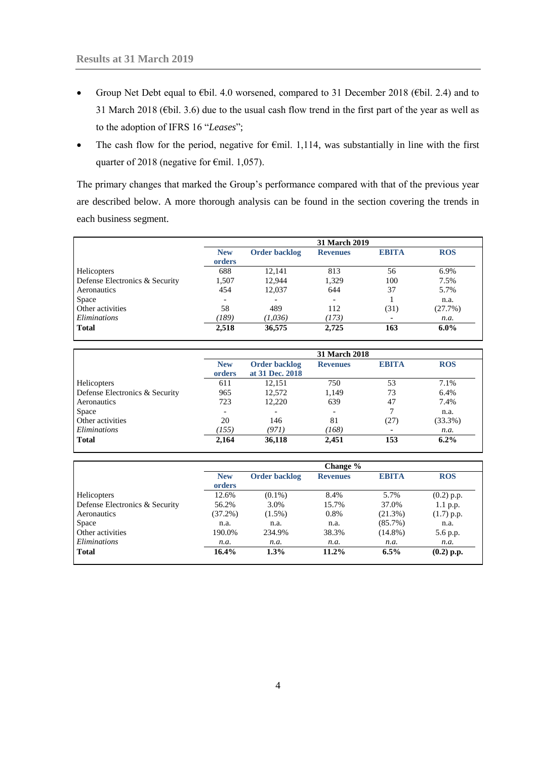- Group Net Debt equal to €bil. 4.0 worsened, compared to 31 December 2018 (€bil. 2.4) and to 31 March 2018 (€bil. 3.6) due to the usual cash flow trend in the first part of the year as well as to the adoption of IFRS 16 "*Leases*";
- The cash flow for the period, negative for €mil. 1,114, was substantially in line with the first quarter of 2018 (negative for €mil. 1,057).

The primary changes that marked the Group's performance compared with that of the previous year are described below. A more thorough analysis can be found in the section covering the trends in each business segment.

| | 31 March 2019 | | | | |
|---|---|---|---|---|---|
| | **New orders** | **Order backlog** | **Revenues** | **EBITA** | **ROS** |
| Helicopters | 688 | 12,141 | 813 | 56 | 6.9% |
| Defense Electronics & Security | 1,507 | 12,944 | 1,329 | 100 | 7.5% |
| Aeronautics | 454 | 12,037 | 644 | 37 | 5.7% |
| Space | - | - | - | 1 | n.a. |
| Other activities | 58 | 489 | 112 | (31) | (27.7%) |
| *Eliminations* | *(189)* | *(1,036)* | *(173)* | - | *n.a.* |
| **Total** | **2,518** | **36,575** | **2,725** | **163** | **6.0%** |

| | 31 March 2018 | | | | |
|---|---|---|---|---|---|
| | **New orders** | **Order backlog at 31 Dec. 2018** | **Revenues** | **EBITA** | **ROS** |
| Helicopters | 611 | 12,151 | 750 | 53 | 7.1% |
| Defense Electronics & Security | 965 | 12,572 | 1,149 | 73 | 6.4% |
| Aeronautics | 723 | 12,220 | 639 | 47 | 7.4% |
| Space | - | - | - | 7 | n.a. |
| Other activities | 20 | 146 | 81 | (27) | (33.3%) |
| *Eliminations* | *(155)* | *(971)* | *(168)* | - | *n.a.* |
| **Total** | **2,164** | **36,118** | **2,451** | **153** | **6.2%** |

| | Change % | | | | |
|---|---|---|---|---|---|
| | **New orders** | **Order backlog** | **Revenues** | **EBITA** | **ROS** |
| Helicopters | 12.6% | (0.1%) | 8.4% | 5.7% | (0.2) p.p. |
| Defense Electronics & Security | 56.2% | 3.0% | 15.7% | 37.0% | 1.1 p.p. |
| Aeronautics | (37.2%) | (1.5%) | 0.8% | (21.3%) | (1.7) p.p. |
| Space | n.a. | n.a. | n.a. | (85.7%) | n.a. |
| Other activities | 190.0% | 234.9% | 38.3% | (14.8%) | 5.6 p.p. |
| *Eliminations* | *n.a.* | *n.a.* | *n.a.* | *n.a.* | *n.a.* |
| **Total** | **16.4%** | **1.3%** | **11.2%** | **6.5%** | **(0.2) p.p.** |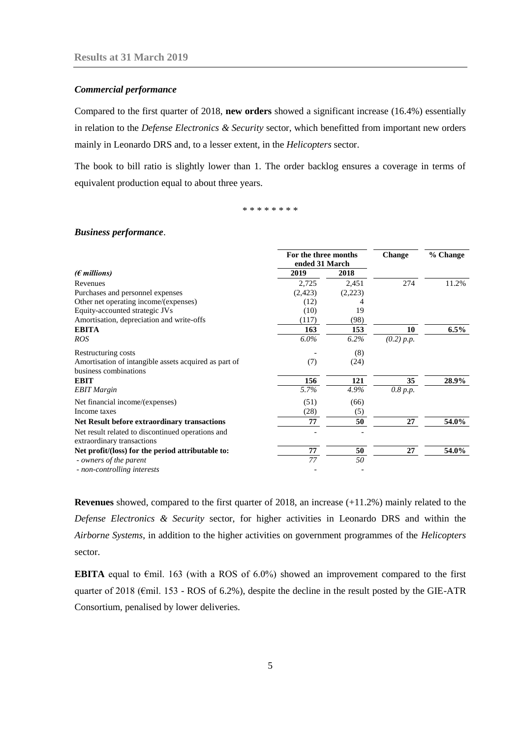*Commercial performance*

Compared to the first quarter of 2018, **new orders** showed a significant increase (16.4%) essentially in relation to the *Defense Electronics & Security* sector, which benefitted from important new orders mainly in Leonardo DRS and, to a lesser extent, in the *Helicopters* sector.

The book to bill ratio is slightly lower than 1. The order backlog ensures a coverage in terms of equivalent production equal to about three years.

\* \* \* \* \* \* \* \*

*Business performance*.

| | For the three months ended 31 March | | Change | % Change |
|---|---|---|---|---|
| *(€ millions)* | 2019 | 2018 | | |
| Revenues | 2,725 | 2,451 | 274 | 11.2% |
| Purchases and personnel expenses | (2,423) | (2,223) | | |
| Other net operating income/(expenses) | (12) | 4 | | |
| Equity-accounted strategic JVs | (10) | 19 | | |
| Amortisation, depreciation and write-offs | (117) | (98) | | |
| **EBITA** | **163** | **153** | **10** | **6.5%** |
| *ROS* | *6.0%* | *6.2%* | *(0.2) p.p.* | |
| Restructuring costs | - | (8) | | |
| Amortisation of intangible assets acquired as part of business combinations | (7) | (24) | | |
| **EBIT** | **156** | **121** | **35** | **28.9%** |
| *EBIT Margin* | *5.7%* | *4.9%* | *0.8 p.p.* | |
| Net financial income/(expenses) | (51) | (66) | | |
| Income taxes | (28) | (5) | | |
| **Net Result before extraordinary transactions** | **77** | **50** | **27** | **54.0%** |
| Net result related to discontinued operations and extraordinary transactions | - | - | | |
| **Net profit/(loss) for the period attributable to:** | **77** | **50** | **27** | **54.0%** |
| *- owners of the parent* | *77* | *50* | | |
| *- non-controlling interests* | - | - | | |

**Revenues** showed, compared to the first quarter of 2018, an increase (+11.2%) mainly related to the *Defense Electronics & Security* sector, for higher activities in Leonardo DRS and within the *Airborne Systems*, in addition to the higher activities on government programmes of the *Helicopters* sector.

**EBITA** equal to €mil. 163 (with a ROS of 6.0%) showed an improvement compared to the first quarter of 2018 (€mil. 153 - ROS of 6.2%), despite the decline in the result posted by the GIE-ATR Consortium, penalised by lower deliveries.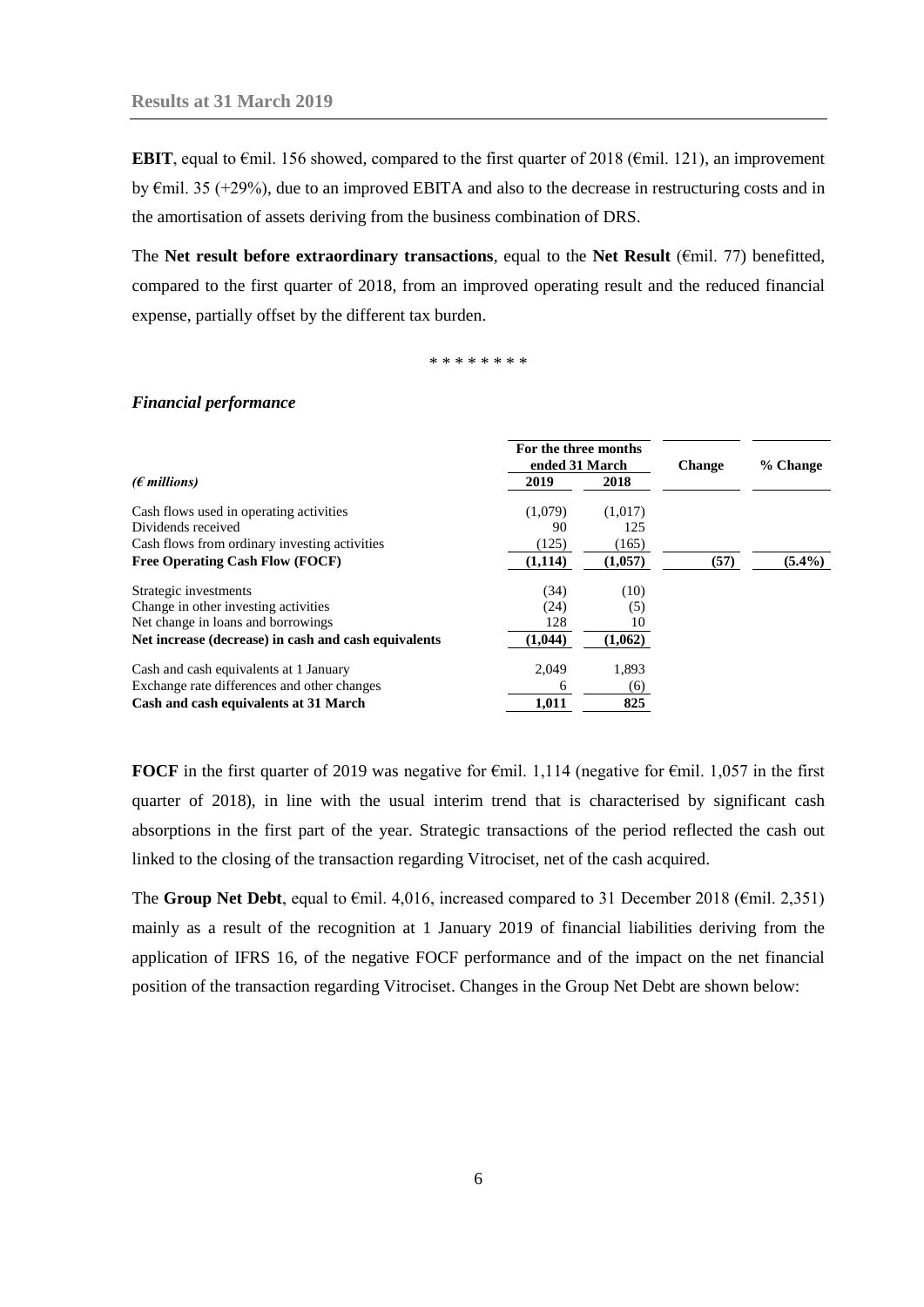**EBIT**, equal to €mil. 156 showed, compared to the first quarter of 2018 (€mil. 121), an improvement by €mil. 35 (+29%), due to an improved EBITA and also to the decrease in restructuring costs and in the amortisation of assets deriving from the business combination of DRS.

The **Net result before extraordinary transactions**, equal to the **Net Result** (€mil. 77) benefitted, compared to the first quarter of 2018, from an improved operating result and the reduced financial expense, partially offset by the different tax burden.

\* \* \* \* \* \* \* \*

### *Financial performance*

| *(€ millions)* | For the three months ended 31 March 2019 | For the three months ended 31 March 2018 | Change | % Change |
|---|---|---|---|---|
| Cash flows used in operating activities | (1,079) | (1,017) | | |
| Dividends received | 90 | 125 | | |
| Cash flows from ordinary investing activities | (125) | (165) | | |
| **Free Operating Cash Flow (FOCF)** | **(1,114)** | **(1,057)** | **(57)** | **(5.4%)** |
| Strategic investments | (34) | (10) | | |
| Change in other investing activities | (24) | (5) | | |
| Net change in loans and borrowings | 128 | 10 | | |
| **Net increase (decrease) in cash and cash equivalents** | **(1,044)** | **(1,062)** | | |
| Cash and cash equivalents at 1 January | 2,049 | 1,893 | | |
| Exchange rate differences and other changes | 6 | (6) | | |
| **Cash and cash equivalents at 31 March** | **1,011** | **825** | | |

**FOCF** in the first quarter of 2019 was negative for €mil. 1,114 (negative for €mil. 1,057 in the first quarter of 2018), in line with the usual interim trend that is characterised by significant cash absorptions in the first part of the year. Strategic transactions of the period reflected the cash out linked to the closing of the transaction regarding Vitrociset, net of the cash acquired.

The **Group Net Debt**, equal to €mil. 4,016, increased compared to 31 December 2018 (€mil. 2,351) mainly as a result of the recognition at 1 January 2019 of financial liabilities deriving from the application of IFRS 16, of the negative FOCF performance and of the impact on the net financial position of the transaction regarding Vitrociset. Changes in the Group Net Debt are shown below: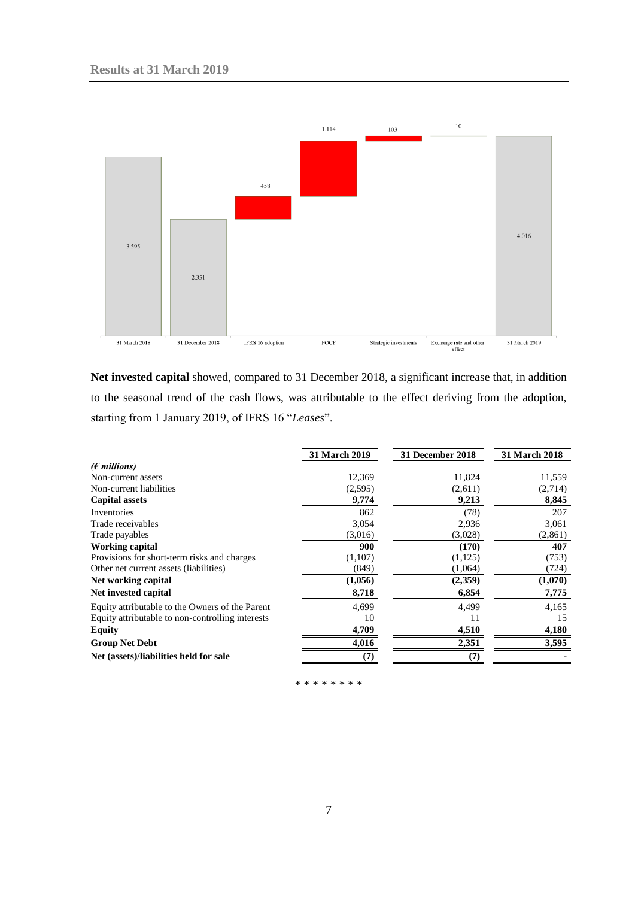3.595

2.351

458

1.114

103

10

4.016

31 March 2018 | 31 December 2018 | IFRS 16 adoption | FOCF | Strategic investments | Exchange rate and other effect | 31 March 2019

**Net invested capital** showed, compared to 31 December 2018, a significant increase that, in addition to the seasonal trend of the cash flows, was attributable to the effect deriving from the adoption, starting from 1 January 2019, of IFRS 16 "*Leases*".

| *(€ millions)* | 31 March 2019 | 31 December 2018 | 31 March 2018 |
|---|---|---|---|
| Non-current assets | 12,369 | 11,824 | 11,559 |
| Non-current liabilities | (2,595) | (2,611) | (2,714) |
| **Capital assets** | **9,774** | **9,213** | **8,845** |
| Inventories | 862 | (78) | 207 |
| Trade receivables | 3,054 | 2,936 | 3,061 |
| Trade payables | (3,016) | (3,028) | (2,861) |
| **Working capital** | **900** | **(170)** | **407** |
| Provisions for short-term risks and charges | (1,107) | (1,125) | (753) |
| Other net current assets (liabilities) | (849) | (1,064) | (724) |
| **Net working capital** | **(1,056)** | **(2,359)** | **(1,070)** |
| **Net invested capital** | **8,718** | **6,854** | **7,775** |
| Equity attributable to the Owners of the Parent | 4,699 | 4,499 | 4,165 |
| Equity attributable to non-controlling interests | 10 | 11 | 15 |
| **Equity** | **4,709** | **4,510** | **4,180** |
| **Group Net Debt** | **4,016** | **2,351** | **3,595** |
| **Net (assets)/liabilities held for sale** | **(7)** | **(7)** | **-** |

* * * * * * * *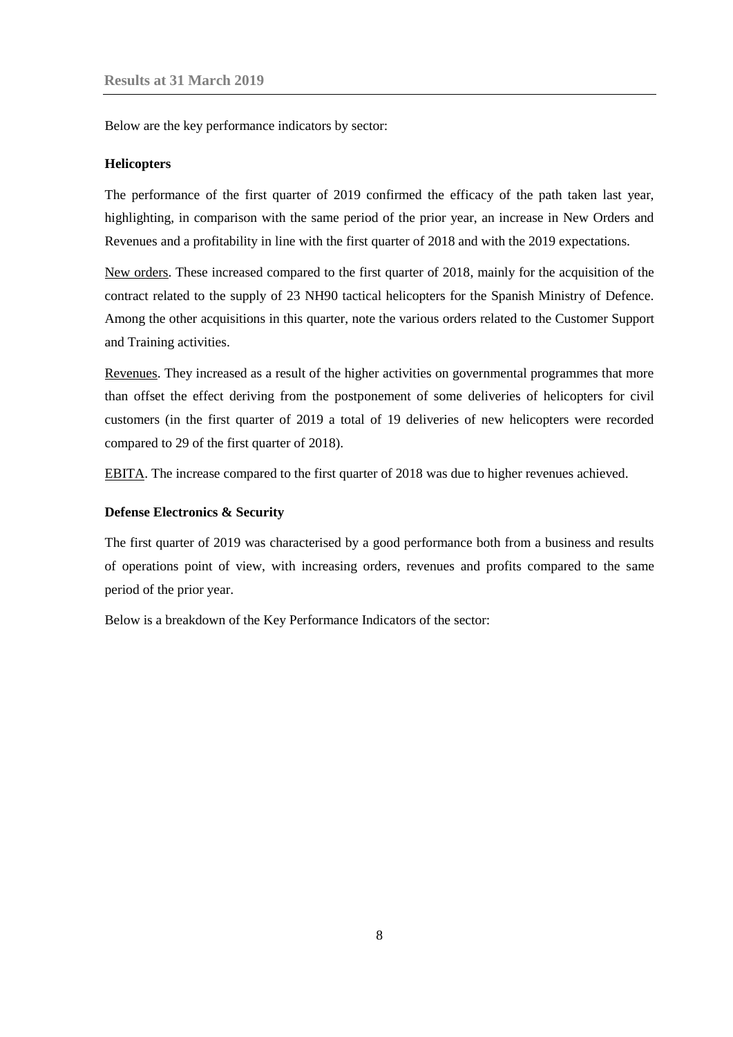Below are the key performance indicators by sector:

**Helicopters**

The performance of the first quarter of 2019 confirmed the efficacy of the path taken last year, highlighting, in comparison with the same period of the prior year, an increase in New Orders and Revenues and a profitability in line with the first quarter of 2018 and with the 2019 expectations.

New orders. These increased compared to the first quarter of 2018, mainly for the acquisition of the contract related to the supply of 23 NH90 tactical helicopters for the Spanish Ministry of Defence. Among the other acquisitions in this quarter, note the various orders related to the Customer Support and Training activities.

Revenues. They increased as a result of the higher activities on governmental programmes that more than offset the effect deriving from the postponement of some deliveries of helicopters for civil customers (in the first quarter of 2019 a total of 19 deliveries of new helicopters were recorded compared to 29 of the first quarter of 2018).

EBITA. The increase compared to the first quarter of 2018 was due to higher revenues achieved.

**Defense Electronics & Security**

The first quarter of 2019 was characterised by a good performance both from a business and results of operations point of view, with increasing orders, revenues and profits compared to the same period of the prior year.

Below is a breakdown of the Key Performance Indicators of the sector: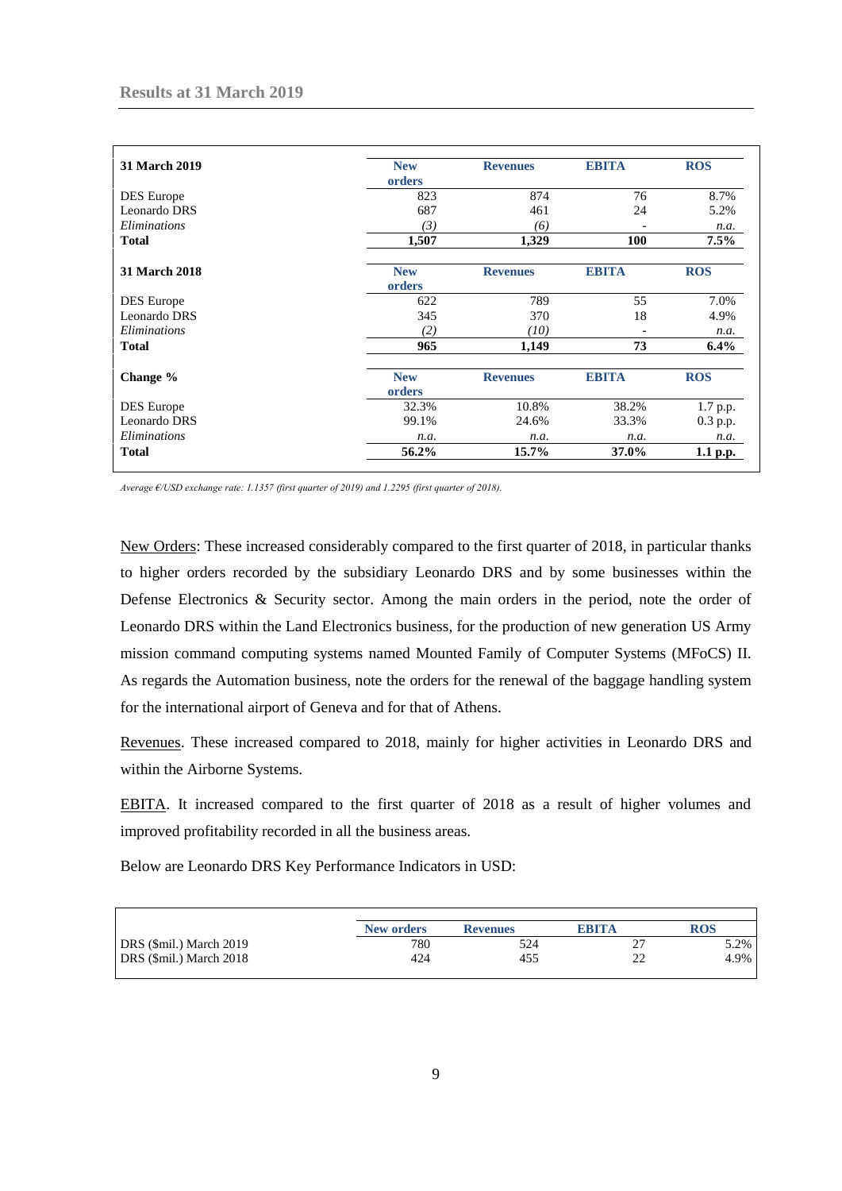| 31 March 2019 | New orders | Revenues | EBITA | ROS |
|---|---|---|---|---|
| DES Europe | 823 | 874 | 76 | 8.7% |
| Leonardo DRS | 687 | 461 | 24 | 5.2% |
| *Eliminations* | *(3)* | *(6)* | - | *n.a.* |
| **Total** | **1,507** | **1,329** | **100** | **7.5%** |
| | | | | |
| **31 March 2018** | **New orders** | **Revenues** | **EBITA** | **ROS** |
| DES Europe | 622 | 789 | 55 | 7.0% |
| Leonardo DRS | 345 | 370 | 18 | 4.9% |
| *Eliminations* | *(2)* | *(10)* | - | *n.a.* |
| **Total** | **965** | **1,149** | **73** | **6.4%** |
| | | | | |
| **Change %** | **New orders** | **Revenues** | **EBITA** | **ROS** |
| DES Europe | 32.3% | 10.8% | 38.2% | 1.7 p.p. |
| Leonardo DRS | 99.1% | 24.6% | 33.3% | 0.3 p.p. |
| *Eliminations* | *n.a.* | *n.a.* | *n.a.* | *n.a.* |
| **Total** | **56.2%** | **15.7%** | **37.0%** | **1.1 p.p.** |

*Average €/USD exchange rate: 1.1357 (first quarter of 2019) and 1.2295 (first quarter of 2018).*

New Orders: These increased considerably compared to the first quarter of 2018, in particular thanks to higher orders recorded by the subsidiary Leonardo DRS and by some businesses within the Defense Electronics & Security sector. Among the main orders in the period, note the order of Leonardo DRS within the Land Electronics business, for the production of new generation US Army mission command computing systems named Mounted Family of Computer Systems (MFoCS) II. As regards the Automation business, note the orders for the renewal of the baggage handling system for the international airport of Geneva and for that of Athens.

Revenues. These increased compared to 2018, mainly for higher activities in Leonardo DRS and within the Airborne Systems.

EBITA. It increased compared to the first quarter of 2018 as a result of higher volumes and improved profitability recorded in all the business areas.

Below are Leonardo DRS Key Performance Indicators in USD:

| | New orders | Revenues | EBITA | ROS |
|---|---|---|---|---|
| DRS ($mil.) March 2019 | 780 | 524 | 27 | 5.2% |
| DRS ($mil.) March 2018 | 424 | 455 | 22 | 4.9% |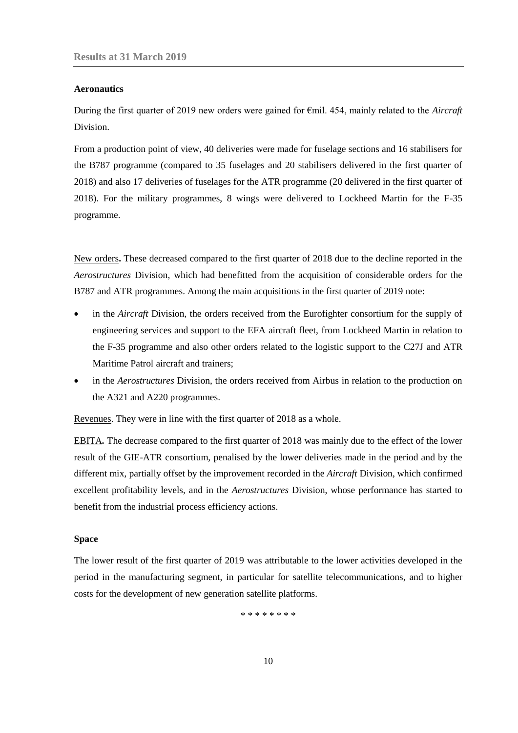### Aeronautics

During the first quarter of 2019 new orders were gained for €mil. 454, mainly related to the *Aircraft* Division.

From a production point of view, 40 deliveries were made for fuselage sections and 16 stabilisers for the B787 programme (compared to 35 fuselages and 20 stabilisers delivered in the first quarter of 2018) and also 17 deliveries of fuselages for the ATR programme (20 delivered in the first quarter of 2018). For the military programmes, 8 wings were delivered to Lockheed Martin for the F-35 programme.

New orders**.** These decreased compared to the first quarter of 2018 due to the decline reported in the *Aerostructures* Division, which had benefitted from the acquisition of considerable orders for the B787 and ATR programmes. Among the main acquisitions in the first quarter of 2019 note:

- in the *Aircraft* Division, the orders received from the Eurofighter consortium for the supply of engineering services and support to the EFA aircraft fleet, from Lockheed Martin in relation to the F-35 programme and also other orders related to the logistic support to the C27J and ATR Maritime Patrol aircraft and trainers;
- in the *Aerostructures* Division, the orders received from Airbus in relation to the production on the A321 and A220 programmes.

Revenues. They were in line with the first quarter of 2018 as a whole.

EBITA**.** The decrease compared to the first quarter of 2018 was mainly due to the effect of the lower result of the GIE-ATR consortium, penalised by the lower deliveries made in the period and by the different mix, partially offset by the improvement recorded in the *Aircraft* Division, which confirmed excellent profitability levels, and in the *Aerostructures* Division, whose performance has started to benefit from the industrial process efficiency actions.

### Space

The lower result of the first quarter of 2019 was attributable to the lower activities developed in the period in the manufacturing segment, in particular for satellite telecommunications, and to higher costs for the development of new generation satellite platforms.

\* \* \* \* \* \* \* \*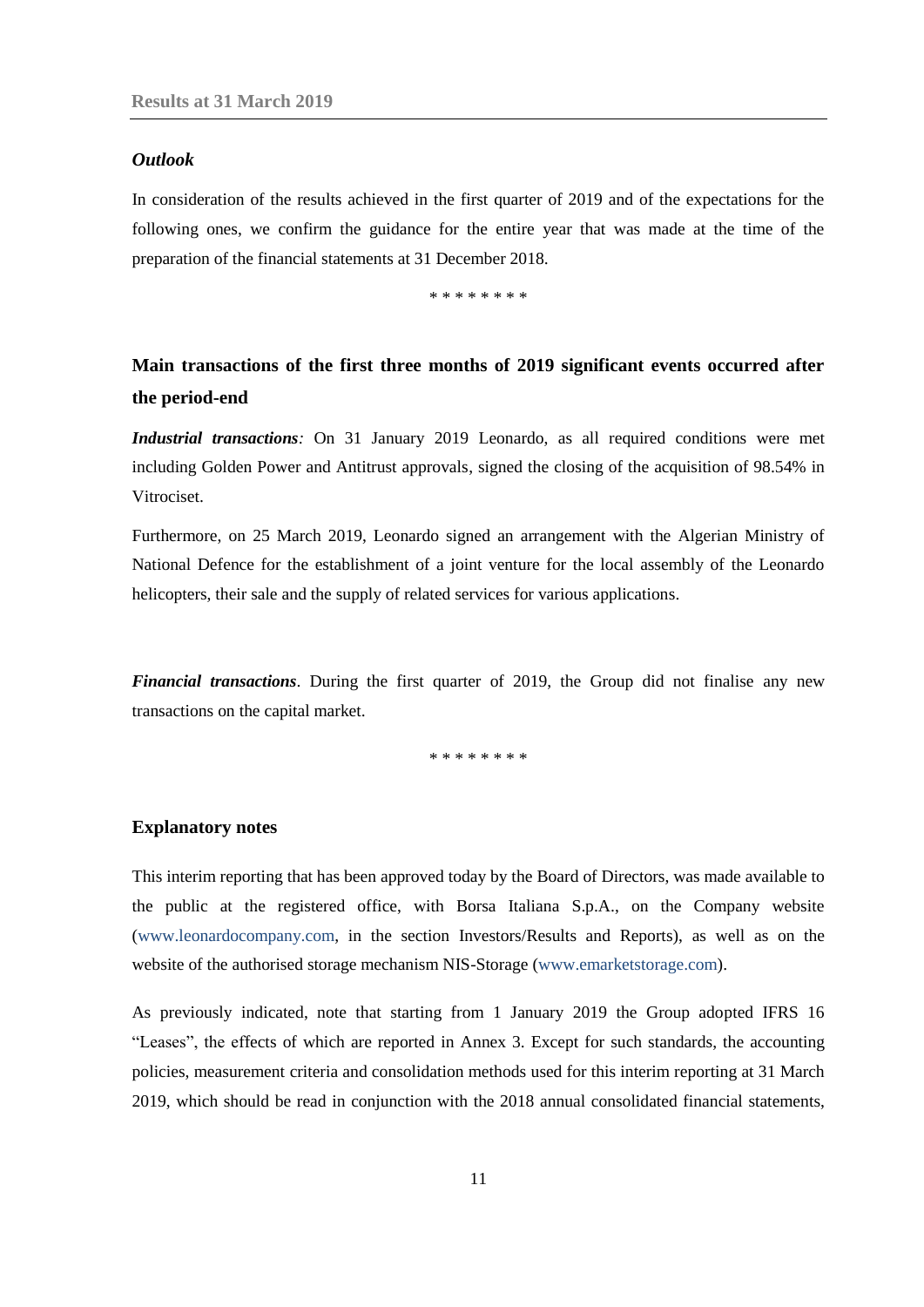### *Outlook*

In consideration of the results achieved in the first quarter of 2019 and of the expectations for the following ones, we confirm the guidance for the entire year that was made at the time of the preparation of the financial statements at 31 December 2018.

\* \* \* \* \* \* \* \*

## Main transactions of the first three months of 2019 significant events occurred after the period-end

***Industrial transactions****:* On 31 January 2019 Leonardo, as all required conditions were met including Golden Power and Antitrust approvals, signed the closing of the acquisition of 98.54% in Vitrociset.

Furthermore, on 25 March 2019, Leonardo signed an arrangement with the Algerian Ministry of National Defence for the establishment of a joint venture for the local assembly of the Leonardo helicopters, their sale and the supply of related services for various applications.

***Financial transactions***. During the first quarter of 2019, the Group did not finalise any new transactions on the capital market.

\* \* \* \* \* \* \* \*

### Explanatory notes

This interim reporting that has been approved today by the Board of Directors, was made available to the public at the registered office, with Borsa Italiana S.p.A., on the Company website (www.leonardocompany.com, in the section Investors/Results and Reports), as well as on the website of the authorised storage mechanism NIS-Storage (www.emarketstorage.com).

As previously indicated, note that starting from 1 January 2019 the Group adopted IFRS 16 “Leases”, the effects of which are reported in Annex 3. Except for such standards, the accounting policies, measurement criteria and consolidation methods used for this interim reporting at 31 March 2019, which should be read in conjunction with the 2018 annual consolidated financial statements,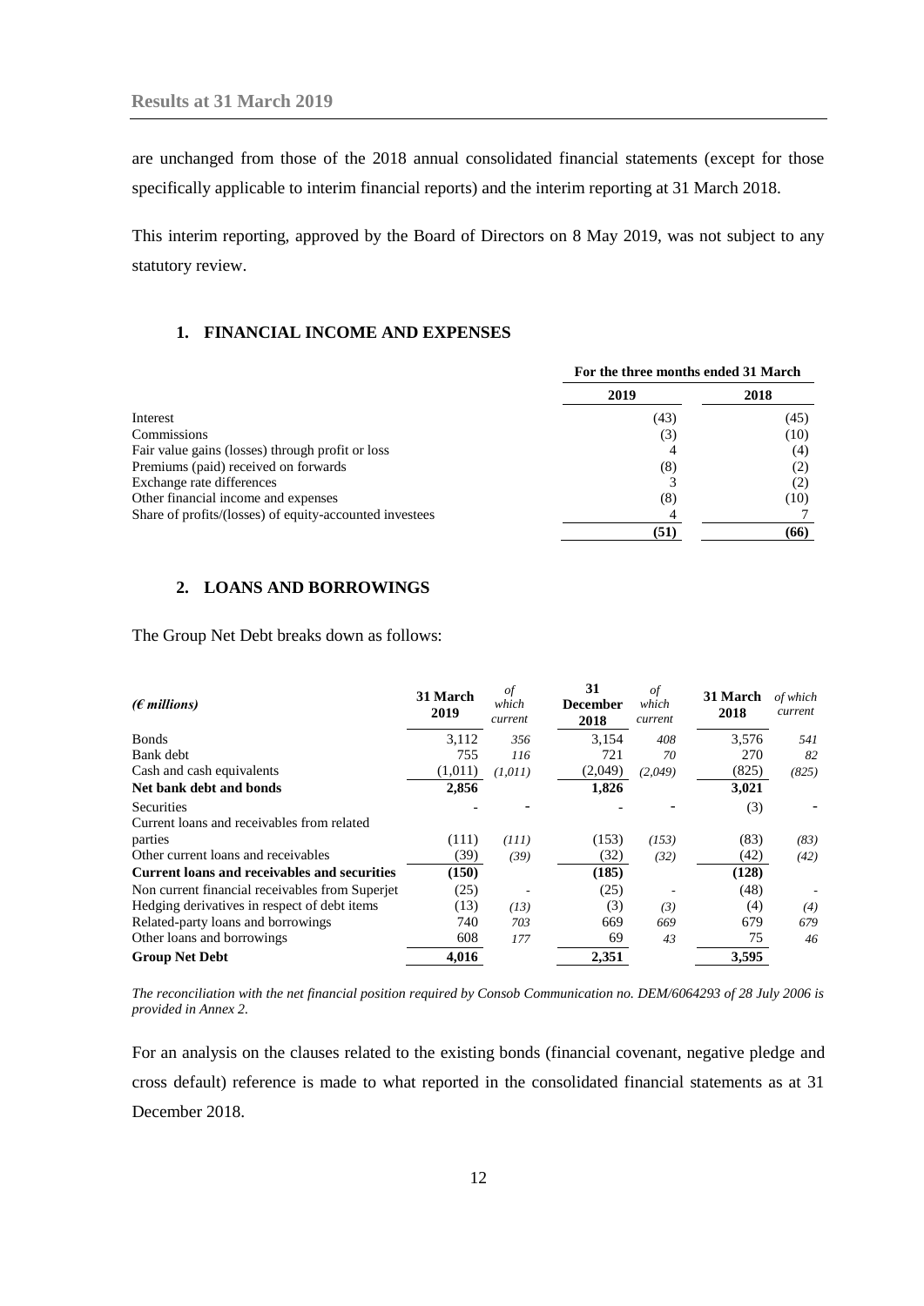are unchanged from those of the 2018 annual consolidated financial statements (except for those specifically applicable to interim financial reports) and the interim reporting at 31 March 2018.

This interim reporting, approved by the Board of Directors on 8 May 2019, was not subject to any statutory review.

## 1. FINANCIAL INCOME AND EXPENSES

| | For the three months ended 31 March | |
|---|---|---|
| | **2019** | **2018** |
| Interest | (43) | (45) |
| Commissions | (3) | (10) |
| Fair value gains (losses) through profit or loss | 4 | (4) |
| Premiums (paid) received on forwards | (8) | (2) |
| Exchange rate differences | 3 | (2) |
| Other financial income and expenses | (8) | (10) |
| Share of profits/(losses) of equity-accounted investees | 4 | 7 |
| | **(51)** | **(66)** |

## 2. LOANS AND BORROWINGS

The Group Net Debt breaks down as follows:

| *(€ millions)* | **31 March 2019** | *of which current* | **31 December 2018** | *of which current* | **31 March 2018** | *of which current* |
|---|---|---|---|---|---|---|
| Bonds | 3,112 | *356* | 3,154 | *408* | 3,576 | *541* |
| Bank debt | 755 | *116* | 721 | *70* | 270 | *82* |
| Cash and cash equivalents | (1,011) | *(1,011)* | (2,049) | *(2,049)* | (825) | *(825)* |
| **Net bank debt and bonds** | **2,856** | | **1,826** | | **3,021** | |
| Securities | - | - | - | - | (3) | - |
| Current loans and receivables from related parties | (111) | *(111)* | (153) | *(153)* | (83) | *(83)* |
| Other current loans and receivables | (39) | *(39)* | (32) | *(32)* | (42) | *(42)* |
| **Current loans and receivables and securities** | **(150)** | | **(185)** | | **(128)** | |
| Non current financial receivables from Superjet | (25) | - | (25) | - | (48) | - |
| Hedging derivatives in respect of debt items | (13) | *(13)* | (3) | *(3)* | (4) | *(4)* |
| Related-party loans and borrowings | 740 | *703* | 669 | *669* | 679 | *679* |
| Other loans and borrowings | 608 | *177* | 69 | *43* | 75 | *46* |
| **Group Net Debt** | **4,016** | | **2,351** | | **3,595** | |

*The reconciliation with the net financial position required by Consob Communication no. DEM/6064293 of 28 July 2006 is provided in Annex 2.*

For an analysis on the clauses related to the existing bonds (financial covenant, negative pledge and cross default) reference is made to what reported in the consolidated financial statements as at 31 December 2018.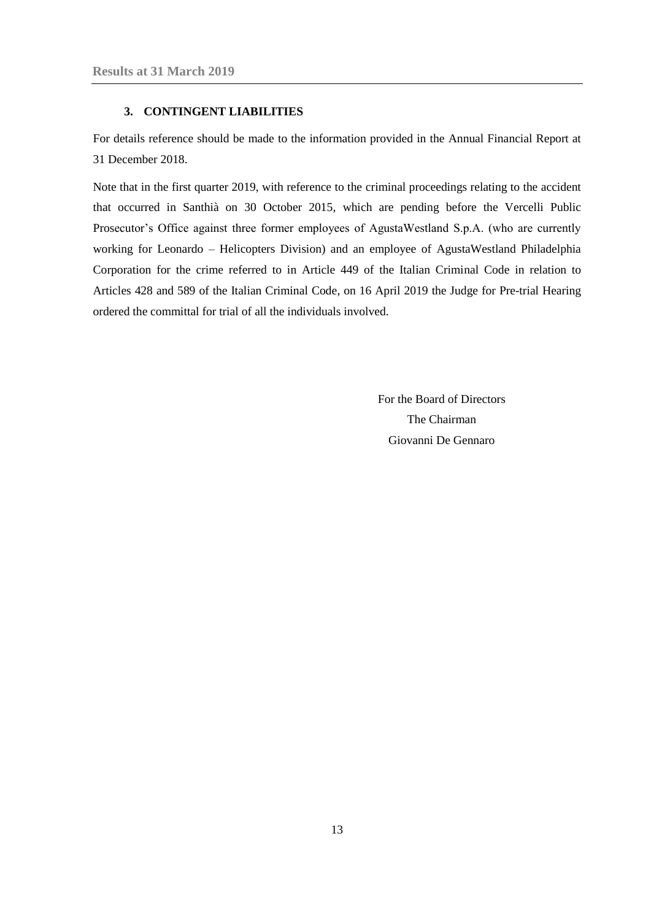## 3. CONTINGENT LIABILITIES

For details reference should be made to the information provided in the Annual Financial Report at 31 December 2018.

Note that in the first quarter 2019, with reference to the criminal proceedings relating to the accident that occurred in Santhià on 30 October 2015, which are pending before the Vercelli Public Prosecutor's Office against three former employees of AgustaWestland S.p.A. (who are currently working for Leonardo – Helicopters Division) and an employee of AgustaWestland Philadelphia Corporation for the crime referred to in Article 449 of the Italian Criminal Code in relation to Articles 428 and 589 of the Italian Criminal Code, on 16 April 2019 the Judge for Pre-trial Hearing ordered the committal for trial of all the individuals involved.

For the Board of Directors
The Chairman
Giovanni De Gennaro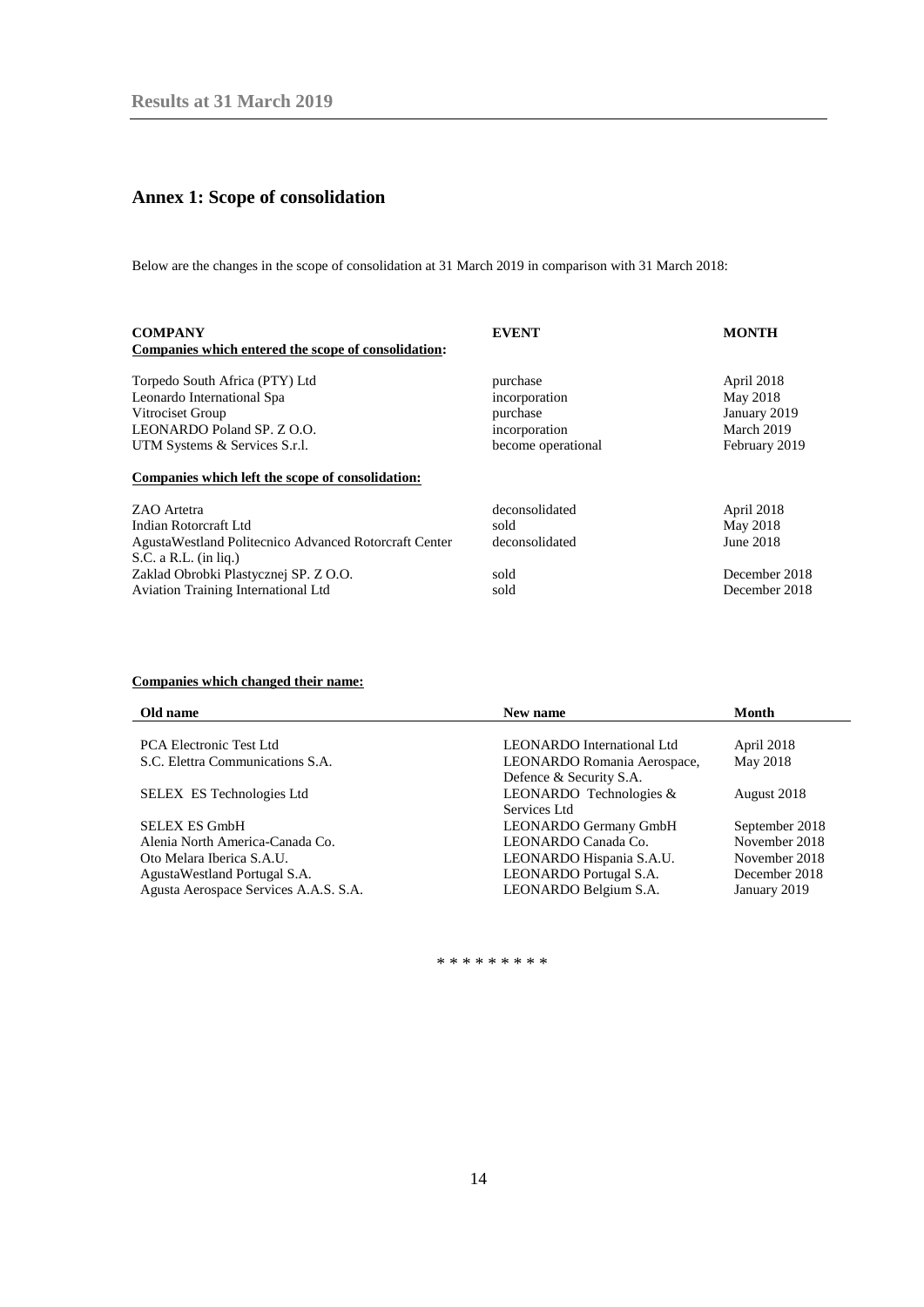# Annex 1: Scope of consolidation

Below are the changes in the scope of consolidation at 31 March 2019 in comparison with 31 March 2018:

| COMPANY | EVENT | MONTH |
|---|---|---|
| **Companies which entered the scope of consolidation:** | | |
| Torpedo South Africa (PTY) Ltd | purchase | April 2018 |
| Leonardo International Spa | incorporation | May 2018 |
| Vitrociset Group | purchase | January 2019 |
| LEONARDO Poland SP. Z O.O. | incorporation | March 2019 |
| UTM Systems & Services S.r.l. | become operational | February 2019 |
| **Companies which left the scope of consolidation:** | | |
| ZAO Artetra | deconsolidated | April 2018 |
| Indian Rotorcraft Ltd | sold | May 2018 |
| AgustaWestland Politecnico Advanced Rotorcraft Center S.C. a R.L. (in liq.) | deconsolidated | June 2018 |
| Zaklad Obrobki Plastycznej SP. Z O.O. | sold | December 2018 |
| Aviation Training International Ltd | sold | December 2018 |

**Companies which changed their name:**

| Old name | New name | Month |
|---|---|---|
| PCA Electronic Test Ltd | LEONARDO International Ltd | April 2018 |
| S.C. Elettra Communications S.A. | LEONARDO Romania Aerospace, Defence & Security S.A. | May 2018 |
| SELEX ES Technologies Ltd | LEONARDO Technologies & Services Ltd | August 2018 |
| SELEX ES GmbH | LEONARDO Germany GmbH | September 2018 |
| Alenia North America-Canada Co. | LEONARDO Canada Co. | November 2018 |
| Oto Melara Iberica S.A.U. | LEONARDO Hispania S.A.U. | November 2018 |
| AgustaWestland Portugal S.A. | LEONARDO Portugal S.A. | December 2018 |
| Agusta Aerospace Services A.A.S. S.A. | LEONARDO Belgium S.A. | January 2019 |

* * * * * * * * *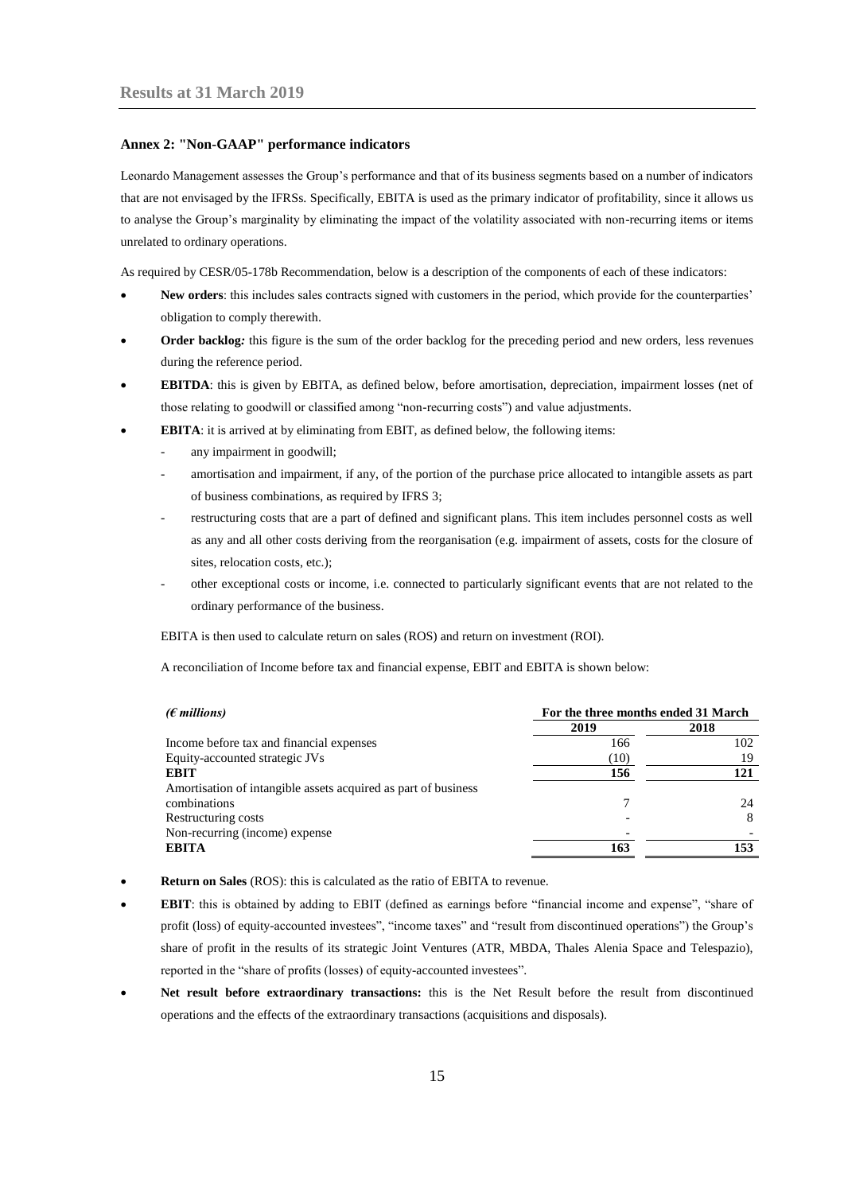## Annex 2: "Non-GAAP" performance indicators

Leonardo Management assesses the Group's performance and that of its business segments based on a number of indicators that are not envisaged by the IFRSs. Specifically, EBITA is used as the primary indicator of profitability, since it allows us to analyse the Group's marginality by eliminating the impact of the volatility associated with non-recurring items or items unrelated to ordinary operations.

As required by CESR/05-178b Recommendation, below is a description of the components of each of these indicators:

- **New orders**: this includes sales contracts signed with customers in the period, which provide for the counterparties' obligation to comply therewith.
- **Order backlog***:* this figure is the sum of the order backlog for the preceding period and new orders, less revenues during the reference period.
- **EBITDA**: this is given by EBITA, as defined below, before amortisation, depreciation, impairment losses (net of those relating to goodwill or classified among "non-recurring costs") and value adjustments.
- **EBITA**: it is arrived at by eliminating from EBIT, as defined below, the following items:
  - any impairment in goodwill;
  - amortisation and impairment, if any, of the portion of the purchase price allocated to intangible assets as part of business combinations, as required by IFRS 3;
  - restructuring costs that are a part of defined and significant plans. This item includes personnel costs as well as any and all other costs deriving from the reorganisation (e.g. impairment of assets, costs for the closure of sites, relocation costs, etc.);
  - other exceptional costs or income, i.e. connected to particularly significant events that are not related to the ordinary performance of the business.

  EBITA is then used to calculate return on sales (ROS) and return on investment (ROI).

  A reconciliation of Income before tax and financial expense, EBIT and EBITA is shown below:

| *(€ millions)* | For the three months ended 31 March | |
|---|---|---|
| | **2019** | **2018** |
| Income before tax and financial expenses | 166 | 102 |
| Equity-accounted strategic JVs | (10) | 19 |
| **EBIT** | **156** | **121** |
| Amortisation of intangible assets acquired as part of business combinations | 7 | 24 |
| Restructuring costs | - | 8 |
| Non-recurring (income) expense | - | - |
| **EBITA** | **163** | **153** |

- **Return on Sales** (ROS): this is calculated as the ratio of EBITA to revenue.
- **EBIT**: this is obtained by adding to EBIT (defined as earnings before "financial income and expense", "share of profit (loss) of equity-accounted investees", "income taxes" and "result from discontinued operations") the Group's share of profit in the results of its strategic Joint Ventures (ATR, MBDA, Thales Alenia Space and Telespazio), reported in the "share of profits (losses) of equity-accounted investees".
- **Net result before extraordinary transactions:** this is the Net Result before the result from discontinued operations and the effects of the extraordinary transactions (acquisitions and disposals).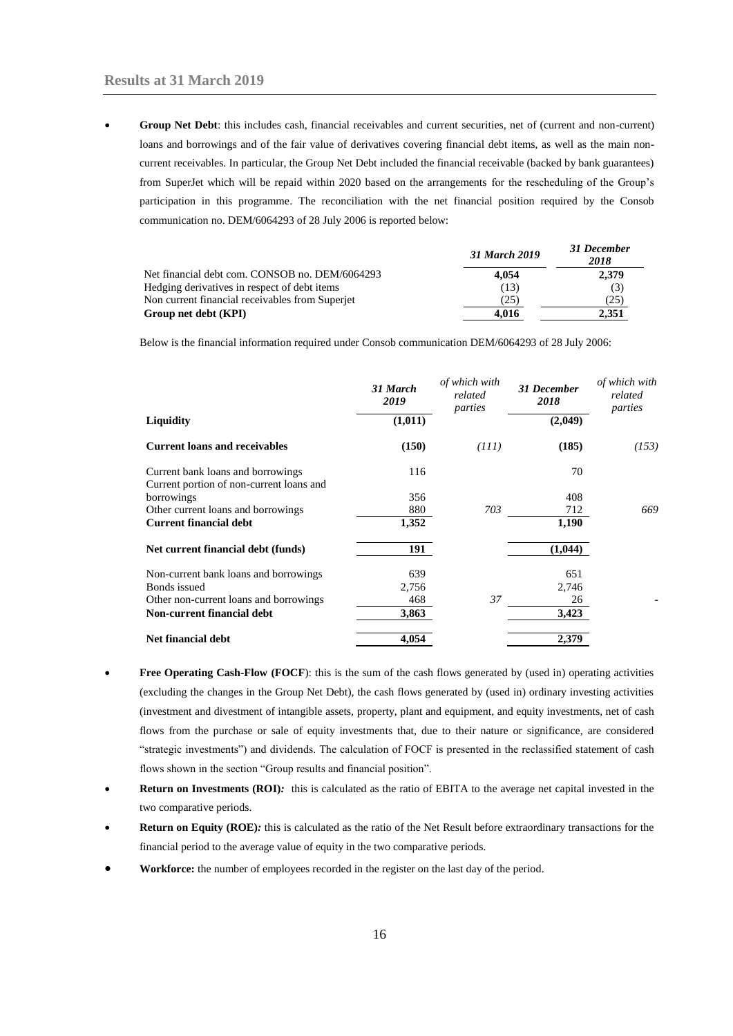- **Group Net Debt**: this includes cash, financial receivables and current securities, net of (current and non-current) loans and borrowings and of the fair value of derivatives covering financial debt items, as well as the main non-current receivables. In particular, the Group Net Debt included the financial receivable (backed by bank guarantees) from SuperJet which will be repaid within 2020 based on the arrangements for the rescheduling of the Group's participation in this programme. The reconciliation with the net financial position required by the Consob communication no. DEM/6064293 of 28 July 2006 is reported below:

| | *31 March 2019* | *31 December 2018* |
|---|---|---|
| Net financial debt com. CONSOB no. DEM/6064293 | **4,054** | **2,379** |
| Hedging derivatives in respect of debt items | (13) | (3) |
| Non current financial receivables from Superjet | (25) | (25) |
| **Group net debt (KPI)** | **4,016** | **2,351** |

Below is the financial information required under Consob communication DEM/6064293 of 28 July 2006:

| | *31 March 2019* | *of which with related parties* | *31 December 2018* | *of which with related parties* |
|---|---|---|---|---|
| **Liquidity** | **(1,011)** | | **(2,049)** | |
| **Current loans and receivables** | **(150)** | *(111)* | **(185)** | *(153)* |
| Current bank loans and borrowings | 116 | | 70 | |
| Current portion of non-current loans and borrowings | 356 | | 408 | |
| Other current loans and borrowings | 880 | *703* | 712 | *669* |
| **Current financial debt** | **1,352** | | **1,190** | |
| **Net current financial debt (funds)** | **191** | | **(1,044)** | |
| Non-current bank loans and borrowings | 639 | | 651 | |
| Bonds issued | 2,756 | | 2,746 | |
| Other non-current loans and borrowings | 468 | *37* | 26 | - |
| **Non-current financial debt** | **3,863** | | **3,423** | |
| **Net financial debt** | **4,054** | | **2,379** | |

- **Free Operating Cash-Flow (FOCF**): this is the sum of the cash flows generated by (used in) operating activities (excluding the changes in the Group Net Debt), the cash flows generated by (used in) ordinary investing activities (investment and divestment of intangible assets, property, plant and equipment, and equity investments, net of cash flows from the purchase or sale of equity investments that, due to their nature or significance, are considered "strategic investments") and dividends. The calculation of FOCF is presented in the reclassified statement of cash flows shown in the section "Group results and financial position".
- **Return on Investments (ROI)***:* this is calculated as the ratio of EBITA to the average net capital invested in the two comparative periods.
- **Return on Equity (ROE)***:* this is calculated as the ratio of the Net Result before extraordinary transactions for the financial period to the average value of equity in the two comparative periods.
- **Workforce:** the number of employees recorded in the register on the last day of the period.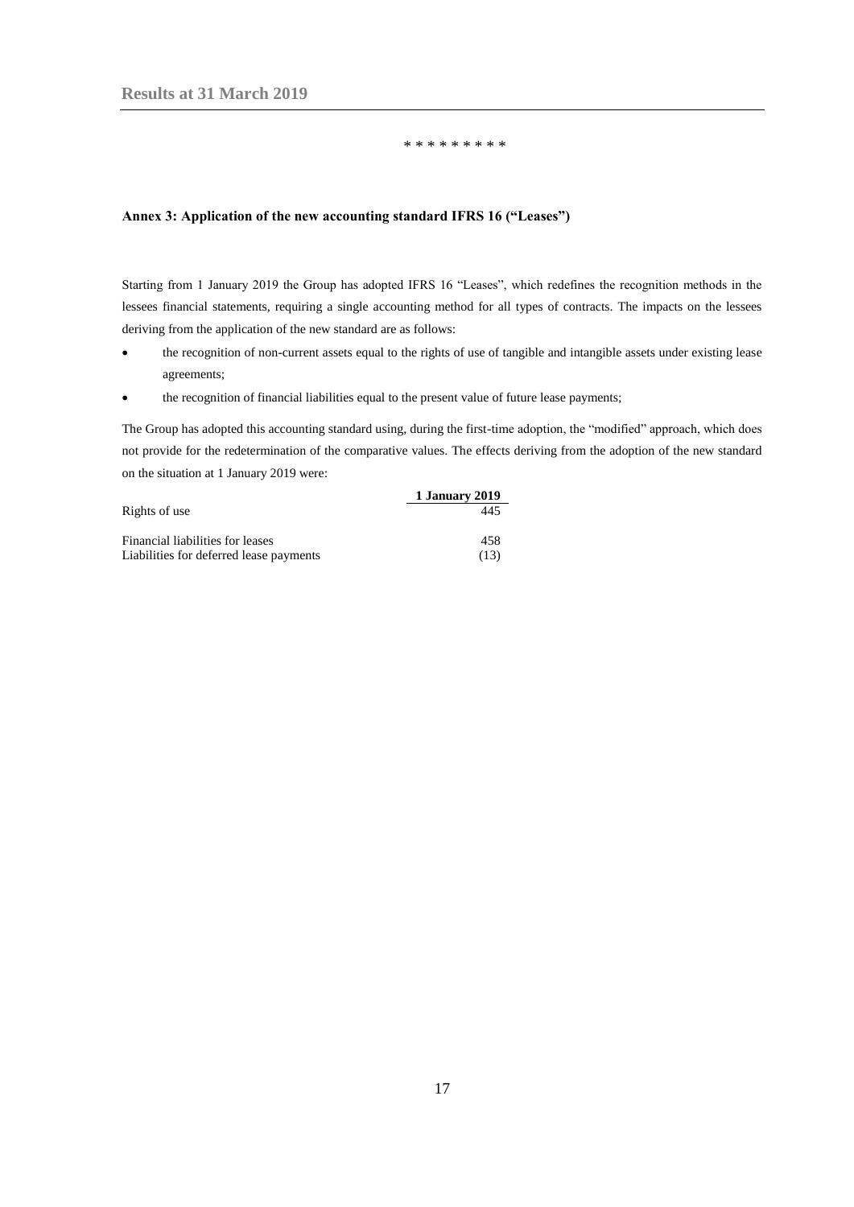\* \* \* \* \* \* \* \* \*

**Annex 3: Application of the new accounting standard IFRS 16 ("Leases")**

Starting from 1 January 2019 the Group has adopted IFRS 16 "Leases", which redefines the recognition methods in the lessees financial statements, requiring a single accounting method for all types of contracts. The impacts on the lessees deriving from the application of the new standard are as follows:

- the recognition of non-current assets equal to the rights of use of tangible and intangible assets under existing lease agreements;
- the recognition of financial liabilities equal to the present value of future lease payments;

The Group has adopted this accounting standard using, during the first-time adoption, the "modified" approach, which does not provide for the redetermination of the comparative values. The effects deriving from the adoption of the new standard on the situation at 1 January 2019 were:

| | 1 January 2019 |
|---|---|
| Rights of use | 445 |
| Financial liabilities for leases | 458 |
| Liabilities for deferred lease payments | (13) |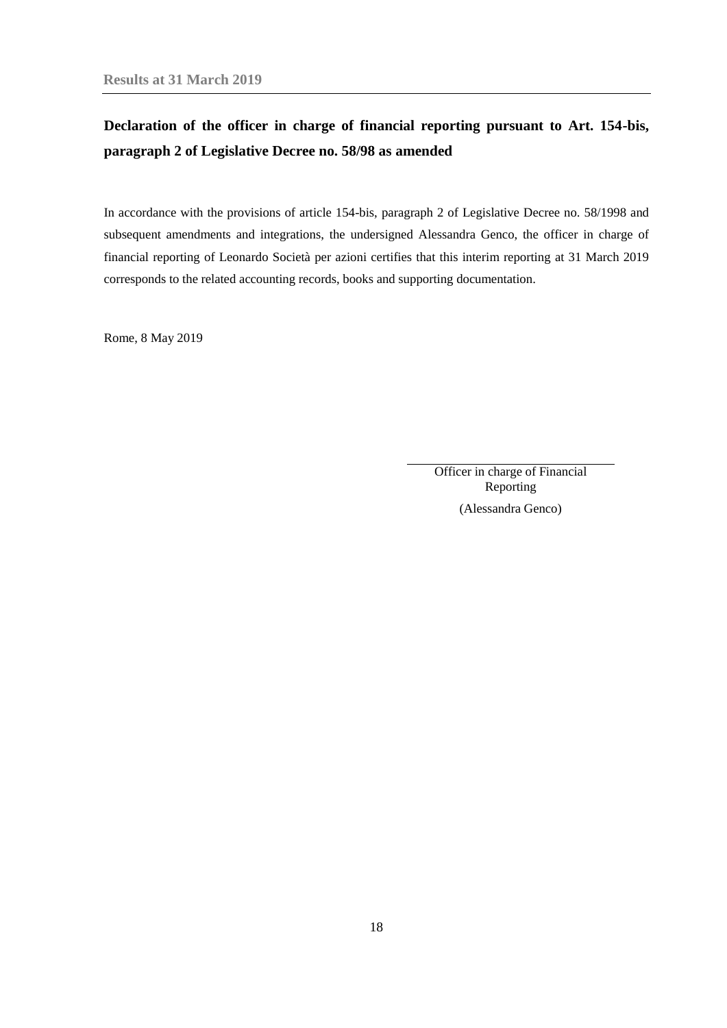## Declaration of the officer in charge of financial reporting pursuant to Art. 154-bis, paragraph 2 of Legislative Decree no. 58/98 as amended

In accordance with the provisions of article 154-bis, paragraph 2 of Legislative Decree no. 58/1998 and subsequent amendments and integrations, the undersigned Alessandra Genco, the officer in charge of financial reporting of Leonardo Società per azioni certifies that this interim reporting at 31 March 2019 corresponds to the related accounting records, books and supporting documentation.

Rome, 8 May 2019

Officer in charge of Financial Reporting

(Alessandra Genco)